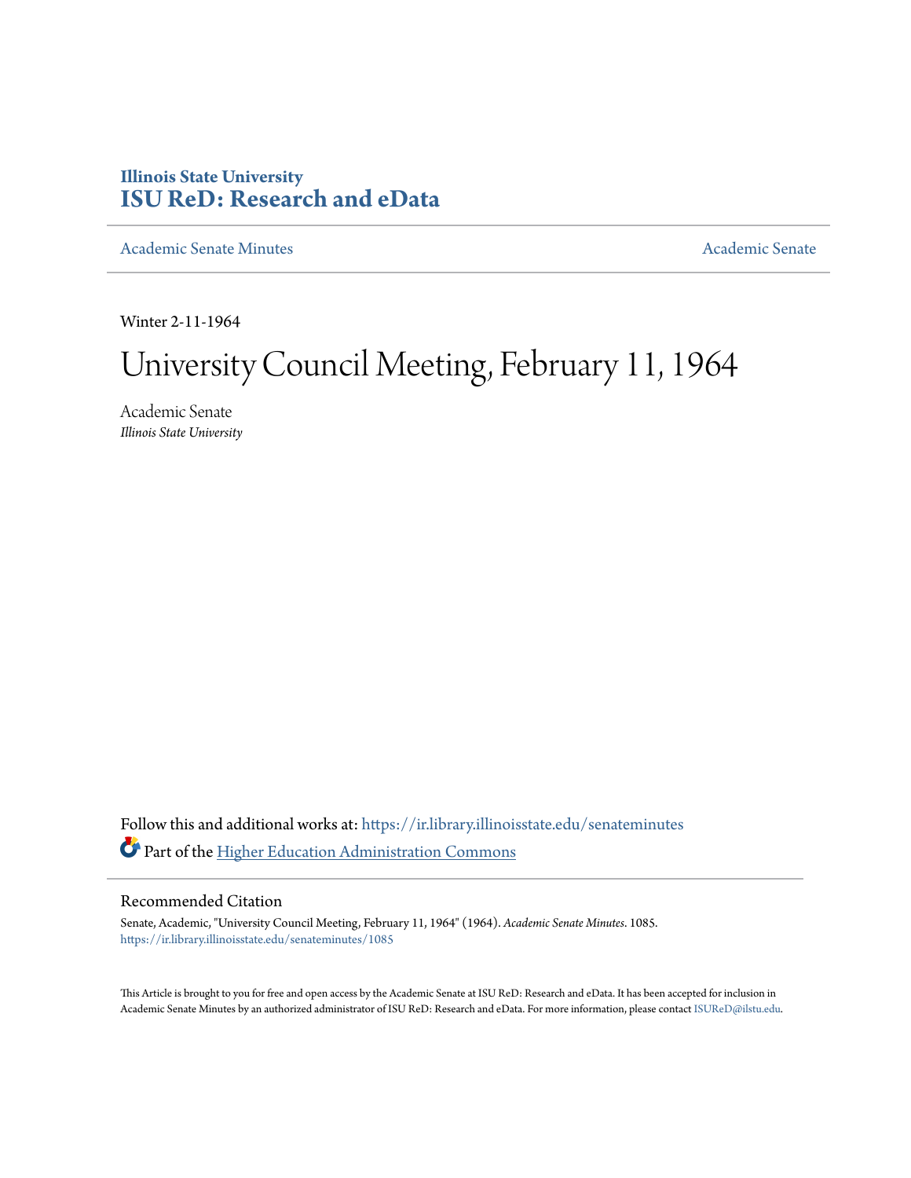**Illinois State University**
**ISU ReD: Research and eData**

Academic Senate Minutes | Academic Senate

Winter 2-11-1964

# University Council Meeting, February 11, 1964

Academic Senate
*Illinois State University*

Follow this and additional works at: https://ir.library.illinoisstate.edu/senateminutes

Part of the Higher Education Administration Commons

## Recommended Citation

Senate, Academic, "University Council Meeting, February 11, 1964" (1964). *Academic Senate Minutes*. 1085.
https://ir.library.illinoisstate.edu/senateminutes/1085

This Article is brought to you for free and open access by the Academic Senate at ISU ReD: Research and eData. It has been accepted for inclusion in Academic Senate Minutes by an authorized administrator of ISU ReD: Research and eData. For more information, please contact ISUReD@ilstu.edu.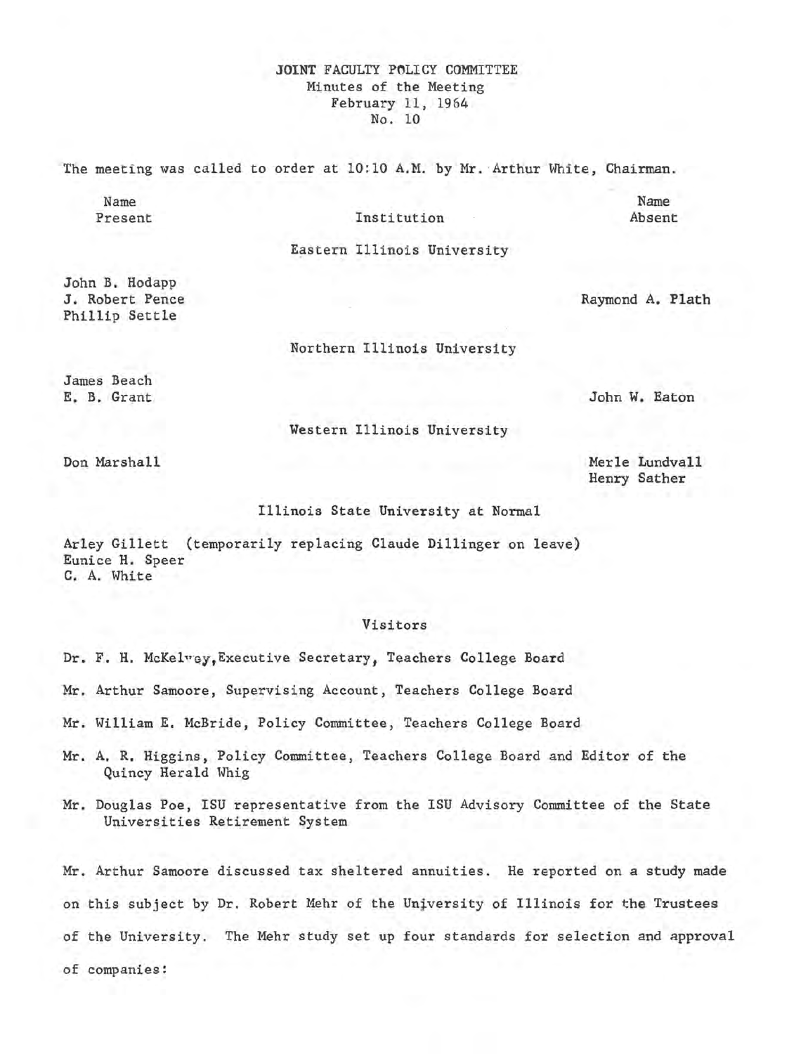# JOINT FACULTY POLICY COMMITTEE
Minutes of the Meeting
February 11, 1964
No. 10

The meeting was called to order at 10:10 A.M. by Mr. Arthur White, Chairman.

| Name Present | Institution | Name Absent |
|---|---|---|
| | Eastern Illinois University | |
| John B. Hodapp | | |
| J. Robert Pence | | Raymond A. Plath |
| Phillip Settle | | |
| | Northern Illinois University | |
| James Beach | | |
| E. B. Grant | | John W. Eaton |
| | Western Illinois University | |
| Don Marshall | | Merle Lundvall |
| | | Henry Sather |
| | Illinois State University at Normal | |
| Arley Gillett (temporarily replacing Claude Dillinger on leave) | | |
| Eunice H. Speer | | |
| C. A. White | | |

## Visitors

Dr. F. H. McKelvey, Executive Secretary, Teachers College Board

Mr. Arthur Samoore, Supervising Account, Teachers College Board

Mr. William E. McBride, Policy Committee, Teachers College Board

Mr. A. R. Higgins, Policy Committee, Teachers College Board and Editor of the Quincy Herald Whig

Mr. Douglas Poe, ISU representative from the ISU Advisory Committee of the State Universities Retirement System

Mr. Arthur Samoore discussed tax sheltered annuities. He reported on a study made on this subject by Dr. Robert Mehr of the University of Illinois for the Trustees of the University. The Mehr study set up four standards for selection and approval of companies: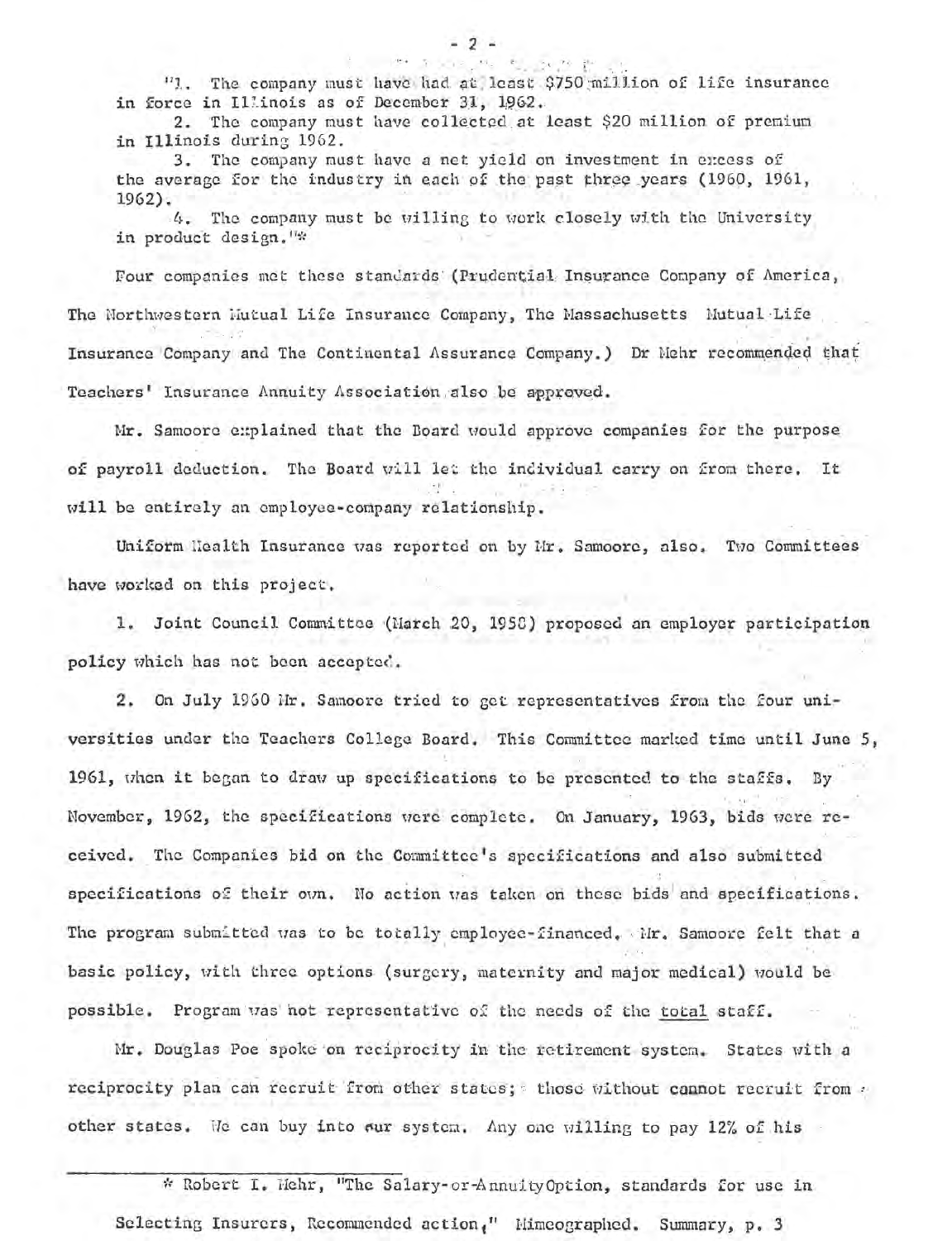"1. The company must have had at least $750 million of life insurance in force in Illinois as of December 31, 1962.

2. The company must have collected at least $20 million of premium in Illinois during 1962.

3. The company must have a net yield on investment in excess of the average for the industry in each of the past three years (1960, 1961, 1962).

4. The company must be willing to work closely with the University in product design."*

Four companies met these standards (Prudential Insurance Company of America, The Northwestern Mutual Life Insurance Company, The Massachusetts Mutual Life Insurance Company and The Continental Assurance Company.) Dr Mehr recommended that Teachers' Insurance Annuity Association also be approved.

Mr. Samoore explained that the Board would approve companies for the purpose of payroll deduction. The Board will let the individual carry on from there. It will be entirely an employee-company relationship.

Uniform Health Insurance was reported on by Mr. Samoore, also. Two Committees have worked on this project.

1. Joint Council Committee (March 20, 1958) proposed an employer participation policy which has not been accepted.

2. On July 1960 Mr. Samoore tried to get representatives from the four universities under the Teachers College Board. This Committee marked time until June 5, 1961, when it began to draw up specifications to be presented to the staffs. By November, 1962, the specifications were complete. On January, 1963, bids were received. The Companies bid on the Committee's specifications and also submitted specifications of their own. No action was taken on these bids and specifications. The program submitted was to be totally employee-financed. Mr. Samoore felt that a basic policy, with three options (surgery, maternity and major medical) would be possible. Program was not representative of the needs of the total staff.

Mr. Douglas Poe spoke on reciprocity in the retirement system. States with a reciprocity plan can recruit from other states; those without cannot recruit from other states. We can buy into our system. Any one willing to pay 12% of his

---

\* Robert I. Mehr, "The Salary-or-Annuity Option, standards for use in Selecting Insurers, Recommended action," Mimeographed. Summary, p. 3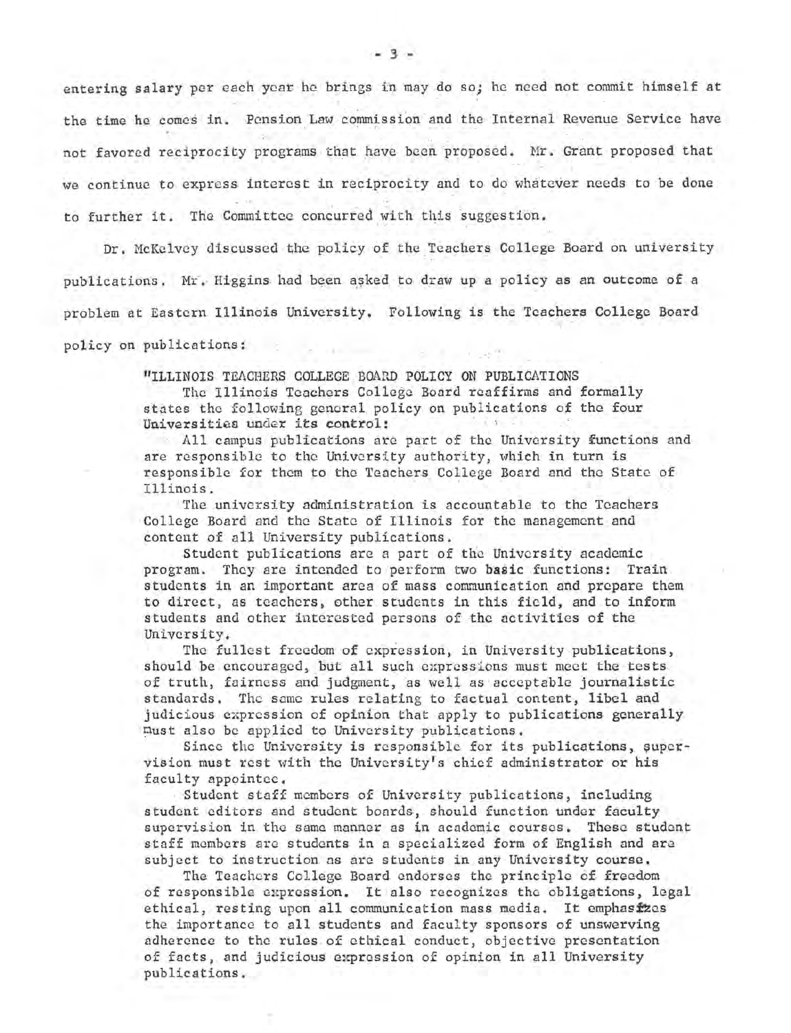entering salary per each year he brings in may do so; he need not commit himself at the time he comes in. Pension Law commission and the Internal Revenue Service have not favored reciprocity programs that have been proposed. Mr. Grant proposed that we continue to express interest in reciprocity and to do whatever needs to be done to further it. The Committee concurred with this suggestion.

Dr. McKelvey discussed the policy of the Teachers College Board on university publications. Mr. Higgins had been asked to draw up a policy as an outcome of a problem at Eastern Illinois University. Following is the Teachers College Board policy on publications:

> "ILLINOIS TEACHERS COLLEGE BOARD POLICY ON PUBLICATIONS
>
> The Illinois Teachers College Board reaffirms and formally states the following general policy on publications of the four Universities under its control:
>
> All campus publications are part of the University functions and are responsible to the University authority, which in turn is responsible for them to the Teachers College Board and the State of Illinois.
>
> The university administration is accountable to the Teachers College Board and the State of Illinois for the management and content of all University publications.
>
> Student publications are a part of the University academic program. They are intended to perform two basic functions: Train students in an important area of mass communication and prepare them to direct, as teachers, other students in this field, and to inform students and other interested persons of the activities of the University.
>
> The fullest freedom of expression, in University publications, should be encouraged, but all such expressions must meet the tests of truth, fairness and judgment, as well as acceptable journalistic standards. The same rules relating to factual content, libel and judicious expression of opinion that apply to publications generally must also be applied to University publications.
>
> Since the University is responsible for its publications, supervision must rest with the University's chief administrator or his faculty appointee.
>
> Student staff members of University publications, including student editors and student boards, should function under faculty supervision in the same manner as in academic courses. These student staff members are students in a specialized form of English and are subject to instruction as are students in any University course.
>
> The Teachers College Board endorses the principle of freedom of responsible expression. It also recognizes the obligations, legal ethical, resting upon all communication mass media. It emphasizes the importance to all students and faculty sponsors of unswerving adherence to the rules of ethical conduct, objective presentation of facts, and judicious expression of opinion in all University publications.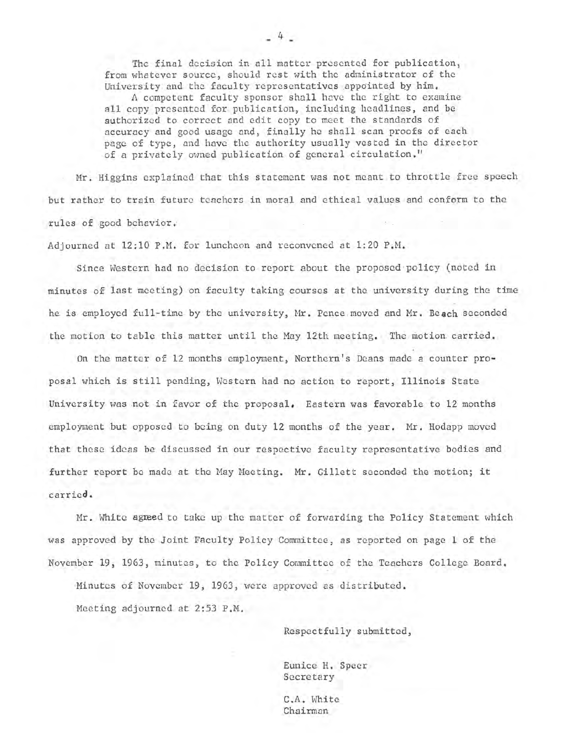The final decision in all matter presented for publication, from whatever source, should rest with the administrator of the University and the faculty representatives appointed by him.

A competent faculty sponsor shall have the right to examine all copy presented for publication, including headlines, and be authorized to correct and edit copy to meet the standards of accuracy and good usage and, finally he shall scan proofs of each page of type, and have the authority usually vested in the director of a privately owned publication of general circulation."

Mr. Higgins explained that this statement was not meant to throttle free speech but rather to train future teachers in moral and ethical values and conform to the rules of good behavior.

Adjourned at 12:10 P.M. for luncheon and reconvened at 1:20 P.M.

Since Western had no decision to report about the proposed policy (noted in minutes of last meeting) on faculty taking courses at the university during the time he is employed full-time by the university, Mr. Pence moved and Mr. Beach seconded the motion to table this matter until the May 12th meeting. The motion carried.

On the matter of 12 months employment, Northern's Deans made a counter proposal which is still pending, Western had no action to report, Illinois State University was not in favor of the proposal. Eastern was favorable to 12 months employment but opposed to being on duty 12 months of the year. Mr. Hodapp moved that these ideas be discussed in our respective faculty representative bodies and further report be made at the May Meeting. Mr. Gillett seconded the motion; it carried.

Mr. White agreed to take up the matter of forwarding the Policy Statement which was approved by the Joint Faculty Policy Committee, as reported on page 1 of the November 19, 1963, minutes, to the Policy Committee of the Teachers College Board.

Minutes of November 19, 1963, were approved as distributed.

Meeting adjourned at 2:53 P.M.

Respectfully submitted,

Eunice H. Speer
Secretary

C.A. White
Chairman